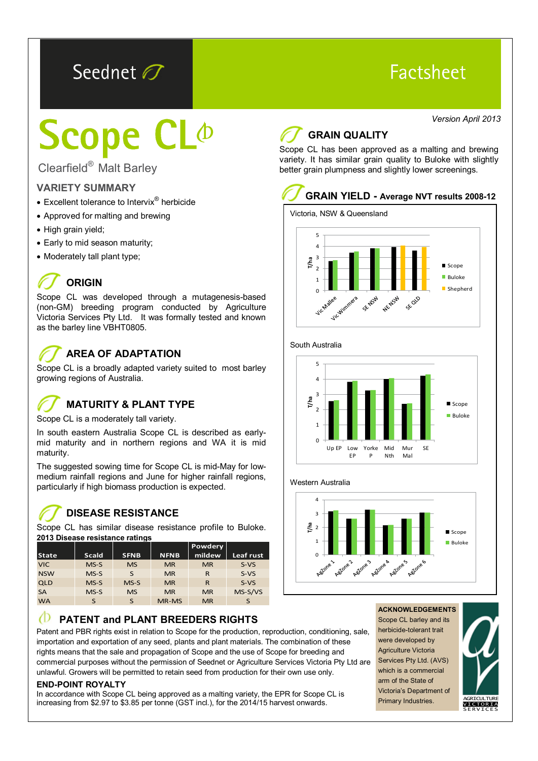Seednet

Factsheet

*Version April 2013*

# Scope CL

Clearfield® Malt Barley

## VARIETY SUMMARY

- Excellent tolerance to Intervix® herbicide
- Approved for malting and brewing
- High grain yield;
- Early to mid season maturity;
- Moderately tall plant type;

## ORIGIN

Scope CL was developed through a mutagenesis-based (non-GM) breeding program conducted by Agriculture Victoria Services Pty Ltd. It was formally tested and known as the barley line VBHT0805.

## AREA OF ADAPTATION

Scope CL is a broadly adapted variety suited to most barley growing regions of Australia.

## MATURITY & PLANT TYPE

Scope CL is a moderately tall variety.

In south eastern Australia Scope CL is described as early-mid maturity and in northern regions and WA it is mid maturity.

The suggested sowing time for Scope CL is mid-May for low-medium rainfall regions and June for higher rainfall regions, particularly if high biomass production is expected.

## DISEASE RESISTANCE

Scope CL has similar disease resistance profile to Buloke.

**2013 Disease resistance ratings**

| State | Scald | SFNB | NFNB | Powdery mildew | Leaf rust |
|---|---|---|---|---|---|
| VIC | MS-S | MS | MR | MR | S-VS |
| NSW | MS-S | S | MR | R | S-VS |
| QLD | MS-S | MS-S | MR | R | S-VS |
| SA | MS-S | MS | MR | MR | MS-S/VS |
| WA | S | S | MR-MS | MR | S |

## GRAIN QUALITY

Scope CL has been approved as a malting and brewing variety. It has similar grain quality to Buloke with slightly better grain plumpness and slightly lower screenings.

## GRAIN YIELD - Average NVT results 2008-12

Victoria, NSW & Queensland

(Chart: T/ha; Scope, Buloke, Shepherd; Vic Mallee, Vic Wimmera, SE NSW, NE NSW, SE QLD)

South Australia

(Chart: T/ha; Scope, Buloke; Up EP, Low EP, Yorke P, Mid Nth, Mur Mal, SE)

Western Australia

(Chart: T/ha; Scope, Buloke; AgZone 1, AgZone 2, AgZone 3, AgZone 4, AgZone 5, AgZone 6)

## PATENT and PLANT BREEDERS RIGHTS

Patent and PBR rights exist in relation to Scope for the production, reproduction, conditioning, sale, importation and exportation of any seed, plants and plant materials. The combination of these rights means that the sale and propagation of Scope and the use of Scope for breeding and commercial purposes without the permission of Seednet or Agriculture Services Victoria Pty Ltd are unlawful. Growers will be permitted to retain seed from production for their own use only.

### END-POINT ROYALTY

In accordance with Scope CL being approved as a malting variety, the EPR for Scope CL is increasing from $2.97 to $3.85 per tonne (GST incl.), for the 2014/15 harvest onwards.

### ACKNOWLEDGEMENTS

Scope CL barley and its herbicide-tolerant trait were developed by Agriculture Victoria Services Pty Ltd. (AVS) which is a commercial arm of the State of Victoria's Department of Primary Industries.

AGRICULTURE VICTORIA SERVICES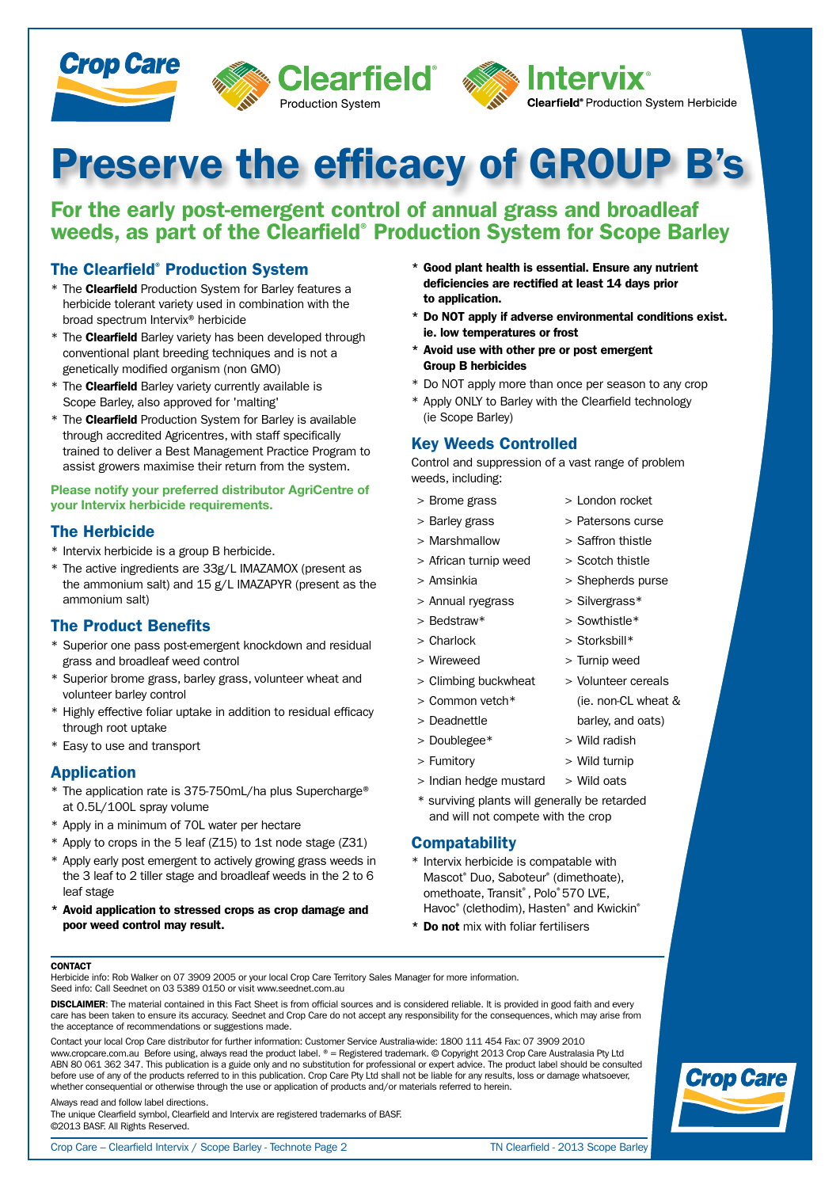Crop Care

Clearfield® Production System

Intervix® Clearfield® Production System Herbicide

# Preserve the efficacy of GROUP B's

## For the early post-emergent control of annual grass and broadleaf weeds, as part of the Clearfield® Production System for Scope Barley

### The Clearfield® Production System

* The **Clearfield** Production System for Barley features a herbicide tolerant variety used in combination with the broad spectrum Intervix® herbicide
* The **Clearfield** Barley variety has been developed through conventional plant breeding techniques and is not a genetically modified organism (non GMO)
* The **Clearfield** Barley variety currently available is Scope Barley, also approved for 'malting'
* The **Clearfield** Production System for Barley is available through accredited Agricentres, with staff specifically trained to deliver a Best Management Practice Program to assist growers maximise their return from the system.

**Please notify your preferred distributor AgriCentre of your Intervix herbicide requirements.**

### The Herbicide

* Intervix herbicide is a group B herbicide.
* The active ingredients are 33g/L IMAZAMOX (present as the ammonium salt) and 15 g/L IMAZAPYR (present as the ammonium salt)

### The Product Benefits

* Superior one pass post-emergent knockdown and residual grass and broadleaf weed control
* Superior brome grass, barley grass, volunteer wheat and volunteer barley control
* Highly effective foliar uptake in addition to residual efficacy through root uptake
* Easy to use and transport

### Application

* The application rate is 375-750mL/ha plus Supercharge® at 0.5L/100L spray volume
* Apply in a minimum of 70L water per hectare
* Apply to crops in the 5 leaf (Z15) to 1st node stage (Z31)
* Apply early post emergent to actively growing grass weeds in the 3 leaf to 2 tiller stage and broadleaf weeds in the 2 to 6 leaf stage
* **Avoid application to stressed crops as crop damage and poor weed control may result.**
* **Good plant health is essential. Ensure any nutrient deficiencies are rectified at least 14 days prior to application.**
* **Do NOT apply if adverse environmental conditions exist. ie. low temperatures or frost**
* **Avoid use with other pre or post emergent Group B herbicides**
* Do NOT apply more than once per season to any crop
* Apply ONLY to Barley with the Clearfield technology (ie Scope Barley)

### Key Weeds Controlled

Control and suppression of a vast range of problem weeds, including:

> Brome grass
> Barley grass
> Marshmallow
> African turnip weed
> Amsinkia
> Annual ryegrass
> Bedstraw*
> Charlock
> Wireweed
> Climbing buckwheat
> Common vetch*
> Deadnettle
> Doublegee*
> Fumitory
> Indian hedge mustard
> London rocket
> Patersons curse
> Saffron thistle
> Scotch thistle
> Shepherds purse
> Silvergrass*
> Sowthistle*
> Storksbill*
> Turnip weed
> Volunteer cereals (ie. non-CL wheat & barley, and oats)
> Wild radish
> Wild turnip
> Wild oats

\* surviving plants will generally be retarded and will not compete with the crop

### Compatability

* Intervix herbicide is compatable with Mascot® Duo, Saboteur® (dimethoate), omethoate, Transit®, Polo® 570 LVE, Havoc® (clethodim), Hasten® and Kwickin®
* **Do not** mix with foliar fertilisers

**CONTACT**
Herbicide info: Rob Walker on 07 3909 2005 or your local Crop Care Territory Sales Manager for more information.
Seed info: Call Seednet on 03 5389 0150 or visit www.seednet.com.au

**DISCLAIMER**: The material contained in this Fact Sheet is from official sources and is considered reliable. It is provided in good faith and every care has been taken to ensure its accuracy. Seednet and Crop Care do not accept any responsibility for the consequences, which may arise from the acceptance of recommendations or suggestions made.

Contact your local Crop Care distributor for further information: Customer Service Australia-wide: 1800 111 454 Fax: 07 3909 2010 www.cropcare.com.au Before using, always read the product label. ® = Registered trademark. © Copyright 2013 Crop Care Australasia Pty Ltd ABN 80 061 362 347. This publication is a guide only and no substitution for professional or expert advice. The product label should be consulted before use of any of the products referred to in this publication. Crop Care Pty Ltd shall not be liable for any results, loss or damage whatsoever, whether consequential or otherwise through the use or application of products and/or materials referred to herein.

Always read and follow label directions.
The unique Clearfield symbol, Clearfield and Intervix are registered trademarks of BASF.
©2013 BASF. All Rights Reserved.

Crop Care